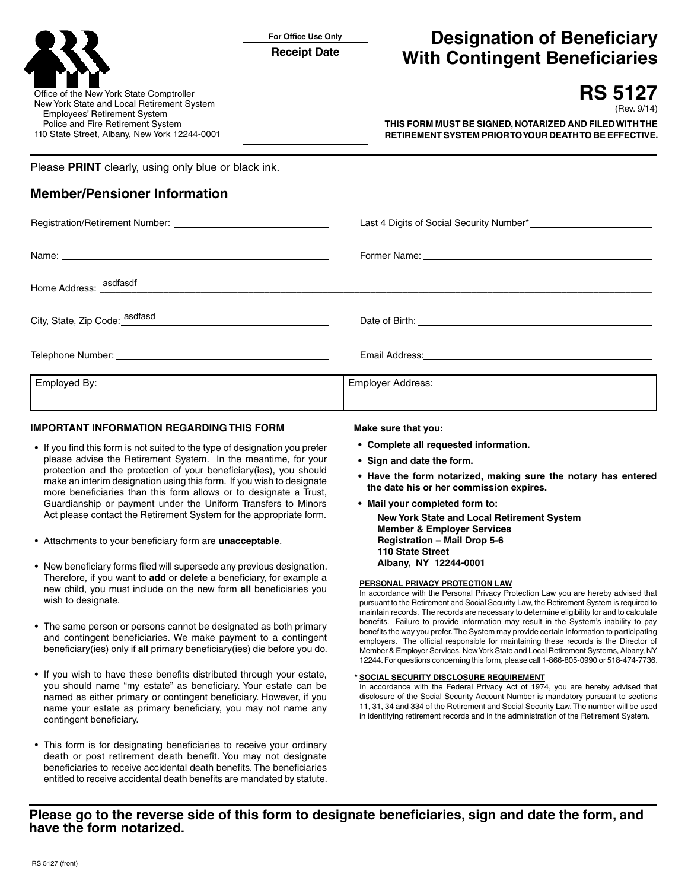Office of the New York State Comptroller
New York State and Local Retirement System
Employees' Retirement System
Police and Fire Retirement System
110 State Street, Albany, New York 12244-0001

| For Office Use Only |
|---|
| Receipt Date |

# Designation of Beneficiary With Contingent Beneficiaries

## RS 5127

(Rev. 9/14)

**THIS FORM MUST BE SIGNED, NOTARIZED AND FILED WITH THE RETIREMENT SYSTEM PRIOR TO YOUR DEATH TO BE EFFECTIVE.**

Please **PRINT** clearly, using only blue or black ink.

## Member/Pensioner Information

Registration/Retirement Number: ____________________

Last 4 Digits of Social Security Number* ____________________

Name: ____________________

Former Name: ____________________

Home Address: asdfasdf

City, State, Zip Code: asdfasd

Date of Birth: ____________________

Telephone Number: ____________________

Email Address: ____________________

| Employed By: | Employer Address: |
|---|---|
| | |

**IMPORTANT INFORMATION REGARDING THIS FORM**

- If you find this form is not suited to the type of designation you prefer please advise the Retirement System. In the meantime, for your protection and the protection of your beneficiary(ies), you should make an interim designation using this form. If you wish to designate more beneficiaries than this form allows or to designate a Trust, Guardianship or payment under the Uniform Transfers to Minors Act please contact the Retirement System for the appropriate form.
- Attachments to your beneficiary form are **unacceptable**.
- New beneficiary forms filed will supersede any previous designation. Therefore, if you want to **add** or **delete** a beneficiary, for example a new child, you must include on the new form **all** beneficiaries you wish to designate.
- The same person or persons cannot be designated as both primary and contingent beneficiaries. We make payment to a contingent beneficiary(ies) only if **all** primary beneficiary(ies) die before you do.
- If you wish to have these benefits distributed through your estate, you should name "my estate" as beneficiary. Your estate can be named as either primary or contingent beneficiary. However, if you name your estate as primary beneficiary, you may not name any contingent beneficiary.
- This form is for designating beneficiaries to receive your ordinary death or post retirement death benefit. You may not designate beneficiaries to receive accidental death benefits. The beneficiaries entitled to receive accidental death benefits are mandated by statute.

**Make sure that you:**

- **Complete all requested information.**
- **Sign and date the form.**
- **Have the form notarized, making sure the notary has entered the date his or her commission expires.**
- **Mail your completed form to:**

  **New York State and Local Retirement System**
  **Member & Employer Services**
  **Registration – Mail Drop 5-6**
  **110 State Street**
  **Albany, NY 12244-0001**

**PERSONAL PRIVACY PROTECTION LAW**

In accordance with the Personal Privacy Protection Law you are hereby advised that pursuant to the Retirement and Social Security Law, the Retirement System is required to maintain records. The records are necessary to determine eligibility for and to calculate benefits. Failure to provide information may result in the System's inability to pay benefits the way you prefer. The System may provide certain information to participating employers. The official responsible for maintaining these records is the Director of Member & Employer Services, New York State and Local Retirement Systems, Albany, NY 12244. For questions concerning this form, please call 1-866-805-0990 or 518-474-7736.

**\* SOCIAL SECURITY DISCLOSURE REQUIREMENT**

In accordance with the Federal Privacy Act of 1974, you are hereby advised that disclosure of the Social Security Account Number is mandatory pursuant to sections 11, 31, 34 and 334 of the Retirement and Social Security Law. The number will be used in identifying retirement records and in the administration of the Retirement System.

**Please go to the reverse side of this form to designate beneficiaries, sign and date the form, and have the form notarized.**

RS 5127 (front)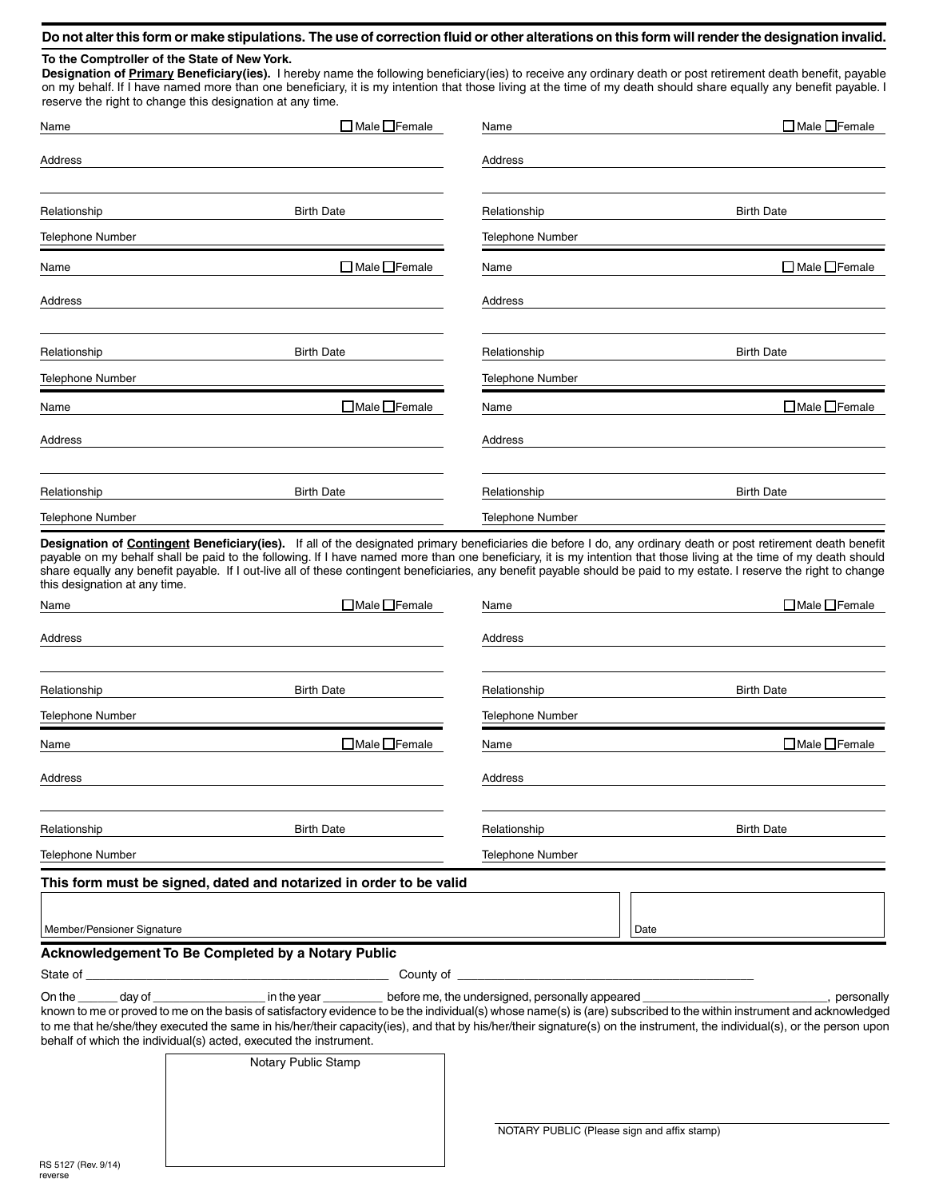**Do not alter this form or make stipulations. The use of correction fluid or other alterations on this form will render the designation invalid.**

**To the Comptroller of the State of New York.**

**Designation of Primary Beneficiary(ies).** I hereby name the following beneficiary(ies) to receive any ordinary death or post retirement death benefit, payable on my behalf. If I have named more than one beneficiary, it is my intention that those living at the time of my death should share equally any benefit payable. I reserve the right to change this designation at any time.

Name ☐ Male ☐ Female

Address

Relationship Birth Date

Telephone Number

Name ☐ Male ☐ Female

Address

Relationship Birth Date

Telephone Number

Name ☐ Male ☐ Female

Address

Relationship Birth Date

Telephone Number

Name ☐ Male ☐ Female

Address

Relationship Birth Date

Telephone Number

Name ☐ Male ☐ Female

Address

Relationship Birth Date

Telephone Number

Name ☐ Male ☐ Female

Address

Relationship Birth Date

Telephone Number

**Designation of Contingent Beneficiary(ies).** If all of the designated primary beneficiaries die before I do, any ordinary death or post retirement death benefit payable on my behalf shall be paid to the following. If I have named more than one beneficiary, it is my intention that those living at the time of my death should share equally any benefit payable. If I out-live all of these contingent beneficiaries, any benefit payable should be paid to my estate. I reserve the right to change this designation at any time.

Name ☐ Male ☐ Female

Address

Relationship Birth Date

Telephone Number

Name ☐ Male ☐ Female

Address

Relationship Birth Date

Telephone Number

Name ☐ Male ☐ Female

Address

Relationship Birth Date

Telephone Number

Name ☐ Male ☐ Female

Address

Relationship Birth Date

Telephone Number

**This form must be signed, dated and notarized in order to be valid**

Member/Pensioner Signature Date

**Acknowledgement To Be Completed by a Notary Public**

State of ____________________ County of ____________________

On the ______ day of ________________ in the year _________ before me, the undersigned, personally appeared ___________________________, personally known to me or proved to me on the basis of satisfactory evidence to be the individual(s) whose name(s) is (are) subscribed to the within instrument and acknowledged to me that he/she/they executed the same in his/her/their capacity(ies), and that by his/her/their signature(s) on the instrument, the individual(s), or the person upon behalf of which the individual(s) acted, executed the instrument.

Notary Public Stamp

NOTARY PUBLIC (Please sign and affix stamp)

RS 5127 (Rev. 9/14)
reverse